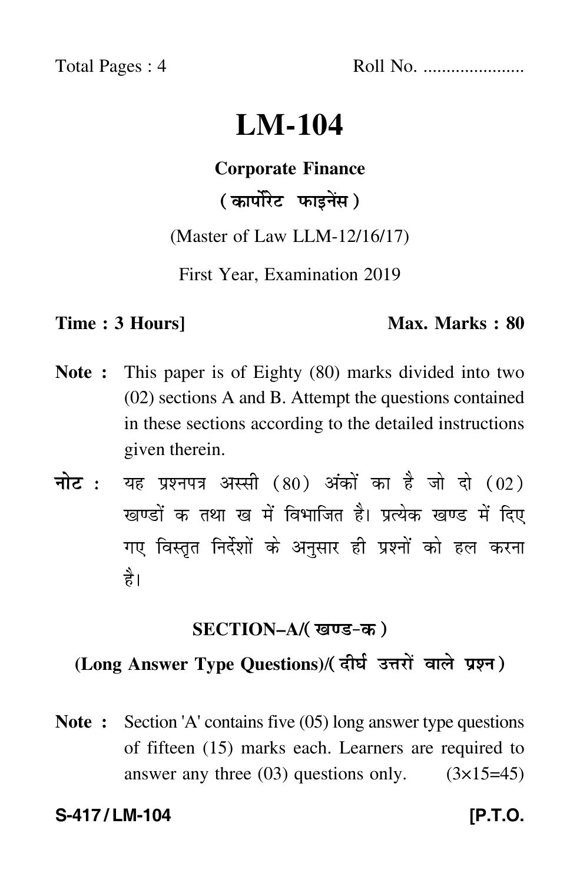Total Pages : 4 Roll No. .....................

# LM-104

**Corporate Finance**

**( कार्पोरेट फाइनेंस )**

(Master of Law LLM-12/16/17)

First Year, Examination 2019

**Time : 3 Hours]** **Max. Marks : 80**

**Note :** This paper is of Eighty (80) marks divided into two (02) sections A and B. Attempt the questions contained in these sections according to the detailed instructions given therein.

**नोट :** यह प्रश्नपत्र अस्सी (80) अंकों का है जो दो (02) खण्डों क तथा ख में विभाजित है। प्रत्येक खण्ड में दिए गए विस्तृत निर्देशों के अनुसार ही प्रश्नों को हल करना है।

## SECTION–A/( खण्ड-क )

### (Long Answer Type Questions)/( दीर्घ उत्तरों वाले प्रश्न )

**Note :** Section 'A' contains five (05) long answer type questions of fifteen (15) marks each. Learners are required to answer any three (03) questions only. (3×15=45)

**S-417 / LM-104** **[P.T.O.**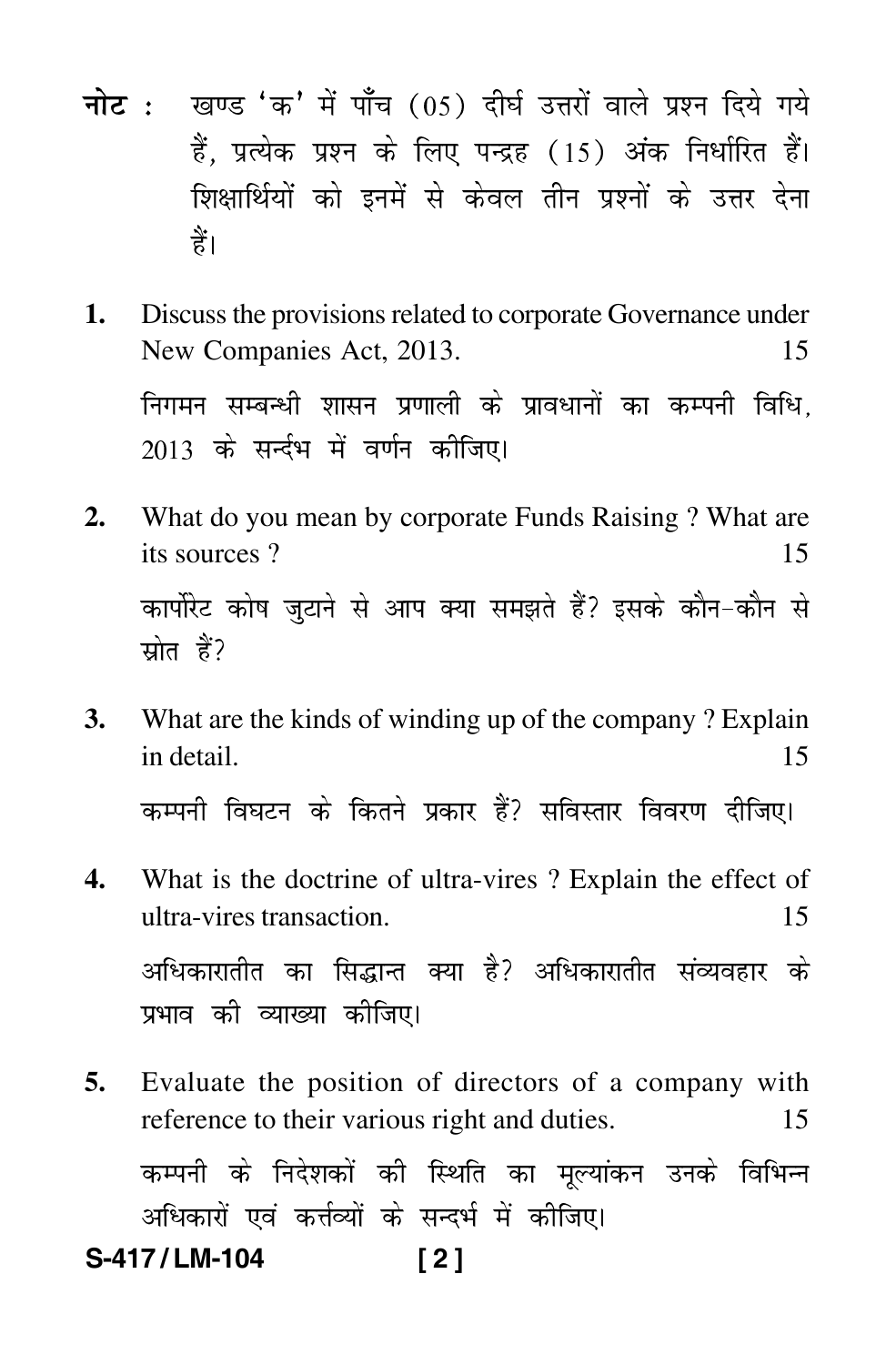**नोट :** खण्ड 'क' में पाँच (05) दीर्घ उत्तरों वाले प्रश्न दिये गये हैं, प्रत्येक प्रश्न के लिए पन्द्रह (15) अंक निर्धारित हैं। शिक्षार्थियों को इनमें से केवल तीन प्रश्नों के उत्तर देना हैं।

**1.** Discuss the provisions related to corporate Governance under New Companies Act, 2013. 15

निगमन सम्बन्धी शासन प्रणाली के प्रावधानों का कम्पनी विधि, 2013 के सन्दर्भ में वर्णन कीजिए।

**2.** What do you mean by corporate Funds Raising ? What are its sources ? 15

कार्पोरेट कोष जुटाने से आप क्या समझते हैं? इसके कौन-कौन से स्रोत हैं?

**3.** What are the kinds of winding up of the company ? Explain in detail. 15

कम्पनी विघटन के कितने प्रकार हैं? सविस्तार विवरण दीजिए।

**4.** What is the doctrine of ultra-vires ? Explain the effect of ultra-vires transaction. 15

अधिकारातीत का सिद्धान्त क्या है? अधिकारातीत संव्यवहार के प्रभाव की व्याख्या कीजिए।

**5.** Evaluate the position of directors of a company with reference to their various right and duties. 15

कम्पनी के निदेशकों की स्थिति का मूल्यांकन उनके विभिन्न अधिकारों एवं कर्त्तव्यों के सन्दर्भ में कीजिए।

S-417/LM-104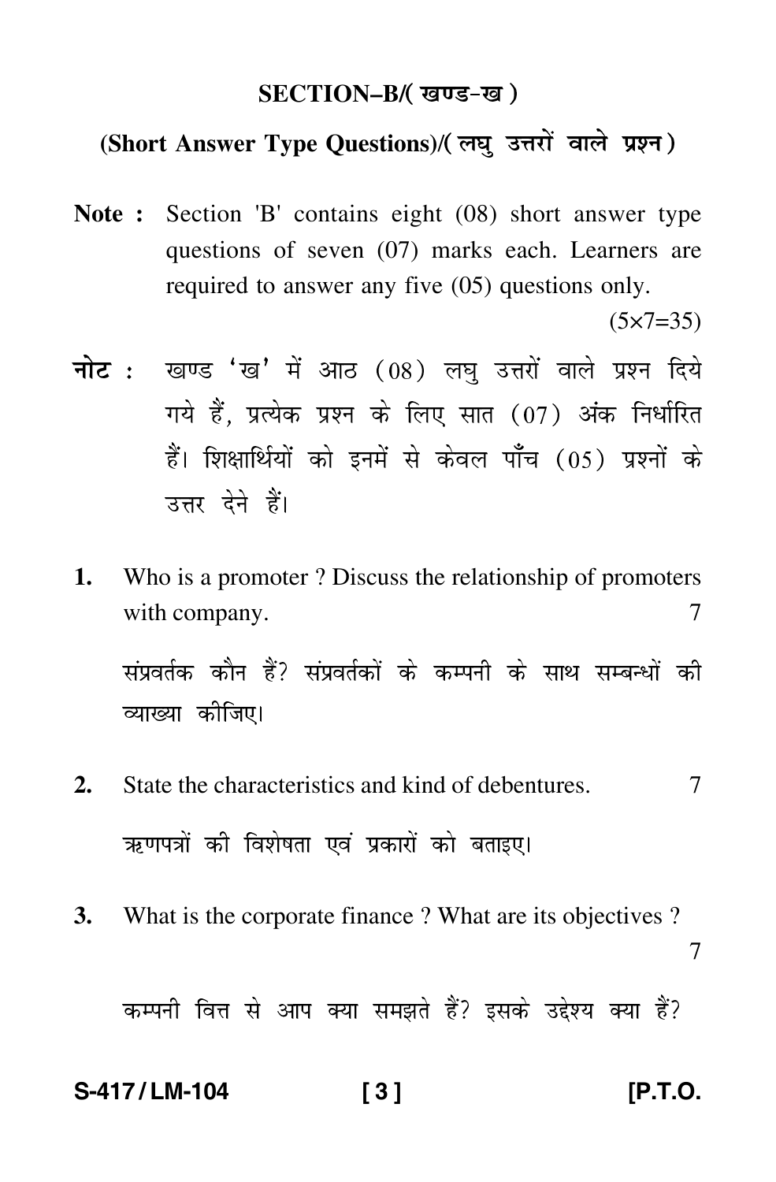## SECTION–B/( खण्ड–ख )

### (Short Answer Type Questions)/( लघु उत्तरों वाले प्रश्न )

**Note :** Section 'B' contains eight (08) short answer type questions of seven (07) marks each. Learners are required to answer any five (05) questions only. (5×7=35)

**नोट :** खण्ड 'ख' में आठ (08) लघु उत्तरों वाले प्रश्न दिये गये हैं, प्रत्येक प्रश्न के लिए सात (07) अंक निर्धारित हैं। शिक्षार्थियों को इनमें से केवल पाँच (05) प्रश्नों के उत्तर देने हैं।

**1.** Who is a promoter ? Discuss the relationship of promoters with company. 7

संप्रवर्तक कौन हैं? संप्रवर्तकों के कम्पनी के साथ सम्बन्धों की व्याख्या कीजिए।

**2.** State the characteristics and kind of debentures. 7

ऋणपत्रों की विशेषता एवं प्रकारों को बताइए।

**3.** What is the corporate finance ? What are its objectives ? 7

कम्पनी वित्त से आप क्या समझते हैं? इसके उद्देश्य क्या हैं?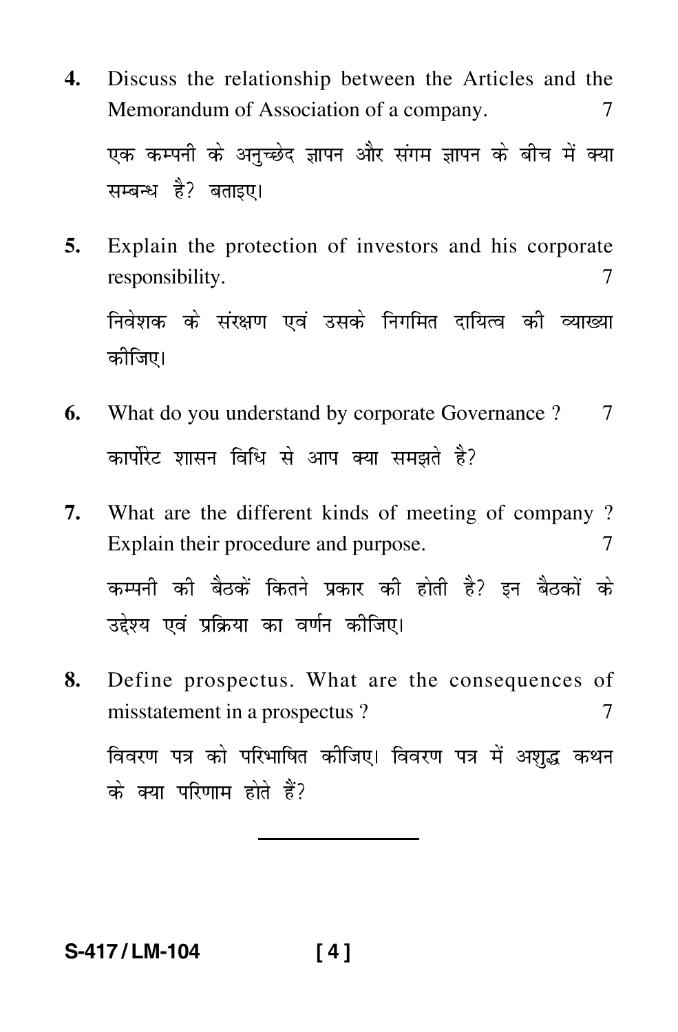**4.** Discuss the relationship between the Articles and the Memorandum of Association of a company. 7

एक कम्पनी के अनुच्छेद ज्ञापन और संगम ज्ञापन के बीच में क्या सम्बन्ध है? बताइए।

**5.** Explain the protection of investors and his corporate responsibility. 7

निवेशक के संरक्षण एवं उसके निगमित दायित्व की व्याख्या कीजिए।

**6.** What do you understand by corporate Governance ? 7

कार्पोरेट शासन विधि से आप क्या समझते है?

**7.** What are the different kinds of meeting of company ? Explain their procedure and purpose. 7

कम्पनी की बैठकें कितने प्रकार की होती है? इन बैठकों के उद्देश्य एवं प्रक्रिया का वर्णन कीजिए।

**8.** Define prospectus. What are the consequences of misstatement in a prospectus ? 7

विवरण पत्र को परिभाषित कीजिए। विवरण पत्र में अशुद्ध कथन के क्या परिणाम होते हैं?

---

**S-417 / LM-104**